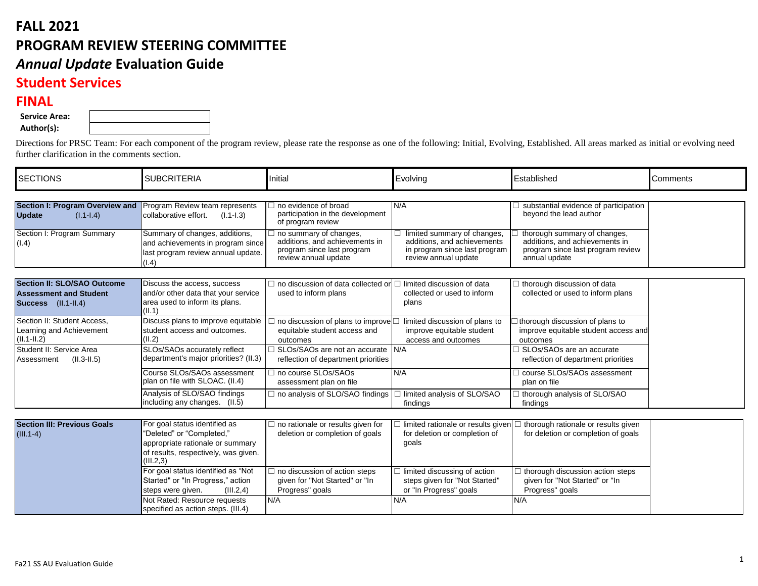# FALL 2021

# PROGRAM REVIEW STEERING COMMITTEE

# *Annual Update* Evaluation Guide

## Student Services

## FINAL

| **Service Area:** | |
|---|---|
| **Author(s):** | |

Directions for PRSC Team: For each component of the program review, please rate the response as one of the following: Initial, Evolving, Established. All areas marked as initial or evolving need further clarification in the comments section.

| SECTIONS | SUBCRITERIA | Initial | Evolving | Established | Comments |
|---|---|---|---|---|---|
| **Section I: Program Overview and Update** (I.1-I.4) | Program Review team represents collaborative effort. (I.1-I.3) | ☐ no evidence of broad participation in the development of program review | N/A | ☐ substantial evidence of participation beyond the lead author | |
| Section I: Program Summary (I.4) | Summary of changes, additions, and achievements in program since last program review annual update. (I.4) | ☐ no summary of changes, additions, and achievements in program since last program review annual update | ☐ limited summary of changes, additions, and achievements in program since last program review annual update | ☐ thorough summary of changes, additions, and achievements in program since last program review annual update | |
| **Section II: SLO/SAO Outcome Assessment and Student Success** (II.1-II.4) | Discuss the access, success and/or other data that your service area used to inform its plans. (II.1) | ☐ no discussion of data collected or used to inform plans | ☐ limited discussion of data collected or used to inform plans | ☐ thorough discussion of data collected or used to inform plans | |
| Section II: Student Access, Learning and Achievement (II.1-II.2) | Discuss plans to improve equitable student access and outcomes. (II.2) | ☐ no discussion of plans to improve equitable student access and outcomes | ☐ limited discussion of plans to improve equitable student access and outcomes | ☐ thorough discussion of plans to improve equitable student access and outcomes | |
| Student II: Service Area Assessment (II.3-II.5) | SLOs/SAOs accurately reflect department's major priorities? (II.3) | ☐ SLOs/SAOs are not an accurate reflection of department priorities | N/A | ☐ SLOs/SAOs are an accurate reflection of department priorities | |
| | Course SLOs/SAOs assessment plan on file with SLOAC. (II.4) | ☐ no course SLOs/SAOs assessment plan on file | N/A | ☐ course SLOs/SAOs assessment plan on file | |
| | Analysis of SLO/SAO findings including any changes. (II.5) | ☐ no analysis of SLO/SAO findings | ☐ limited analysis of SLO/SAO findings | ☐ thorough analysis of SLO/SAO findings | |
| **Section III: Previous Goals** (III.1-4) | For goal status identified as "Deleted" or "Completed," appropriate rationale or summary of results, respectively, was given. (III.2,3) | ☐ no rationale or results given for deletion or completion of goals | ☐ limited rationale or results given for deletion or completion of goals | ☐ thorough rationale or results given for deletion or completion of goals | |
| | For goal status identified as "Not Started" or "In Progress," action steps were given. (III.2,4) | ☐ no discussion of action steps given for "Not Started" or "In Progress" goals | ☐ limited discussing of action steps given for "Not Started" or "In Progress" goals | ☐ thorough discussion action steps given for "Not Started" or "In Progress" goals | |
| | Not Rated: Resource requests specified as action steps. (III.4) | N/A | N/A | N/A | |

Fa21 SS AU Evaluation Guide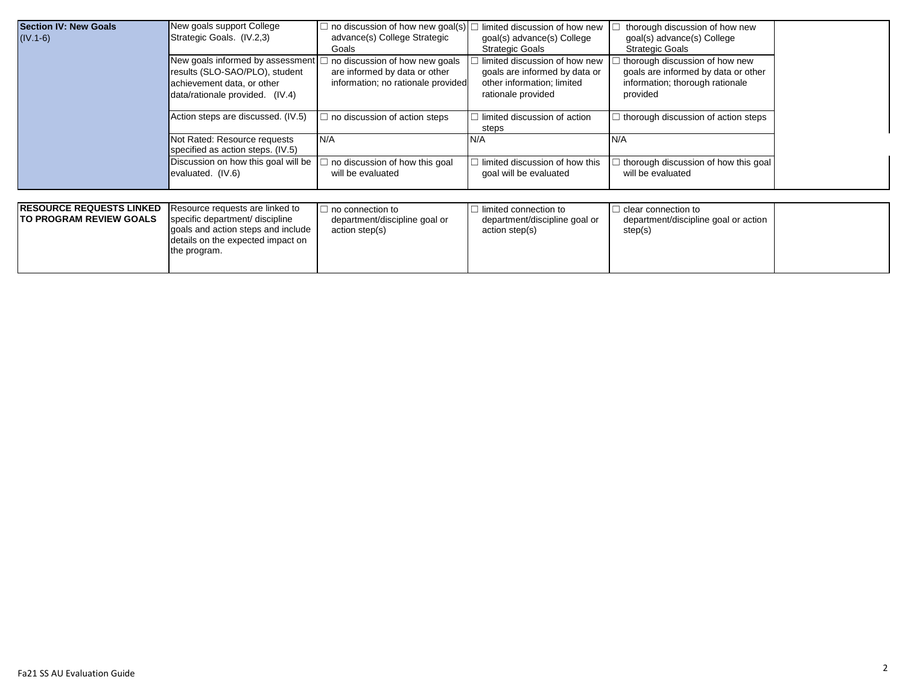| | | | | | |
|---|---|---|---|---|---|
| **Section IV: New Goals** (IV.1-6) | New goals support College Strategic Goals. (IV.2,3) | ☐ no discussion of how new goal(s) advance(s) College Strategic Goals | ☐ limited discussion of how new goal(s) advance(s) College Strategic Goals | ☐ thorough discussion of how new goal(s) advance(s) College Strategic Goals | |
| | New goals informed by assessment results (SLO-SAO/PLO), student achievement data, or other data/rationale provided. (IV.4) | ☐ no discussion of how new goals are informed by data or other information; no rationale provided | ☐ limited discussion of how new goals are informed by data or other information; limited rationale provided | ☐ thorough discussion of how new goals are informed by data or other information; thorough rationale provided | |
| | Action steps are discussed. (IV.5) | ☐ no discussion of action steps | ☐ limited discussion of action steps | ☐ thorough discussion of action steps | |
| | Not Rated: Resource requests specified as action steps. (IV.5) | N/A | N/A | N/A | |
| | Discussion on how this goal will be evaluated. (IV.6) | ☐ no discussion of how this goal will be evaluated | ☐ limited discussion of how this goal will be evaluated | ☐ thorough discussion of how this goal will be evaluated | |

| | | | | | |
|---|---|---|---|---|---|
| **RESOURCE REQUESTS LINKED TO PROGRAM REVIEW GOALS** | Resource requests are linked to specific department/ discipline goals and action steps and include details on the expected impact on the program. | ☐ no connection to department/discipline goal or action step(s) | ☐ limited connection to department/discipline goal or action step(s) | ☐ clear connection to department/discipline goal or action step(s) | |

Fa21 SS AU Evaluation Guide